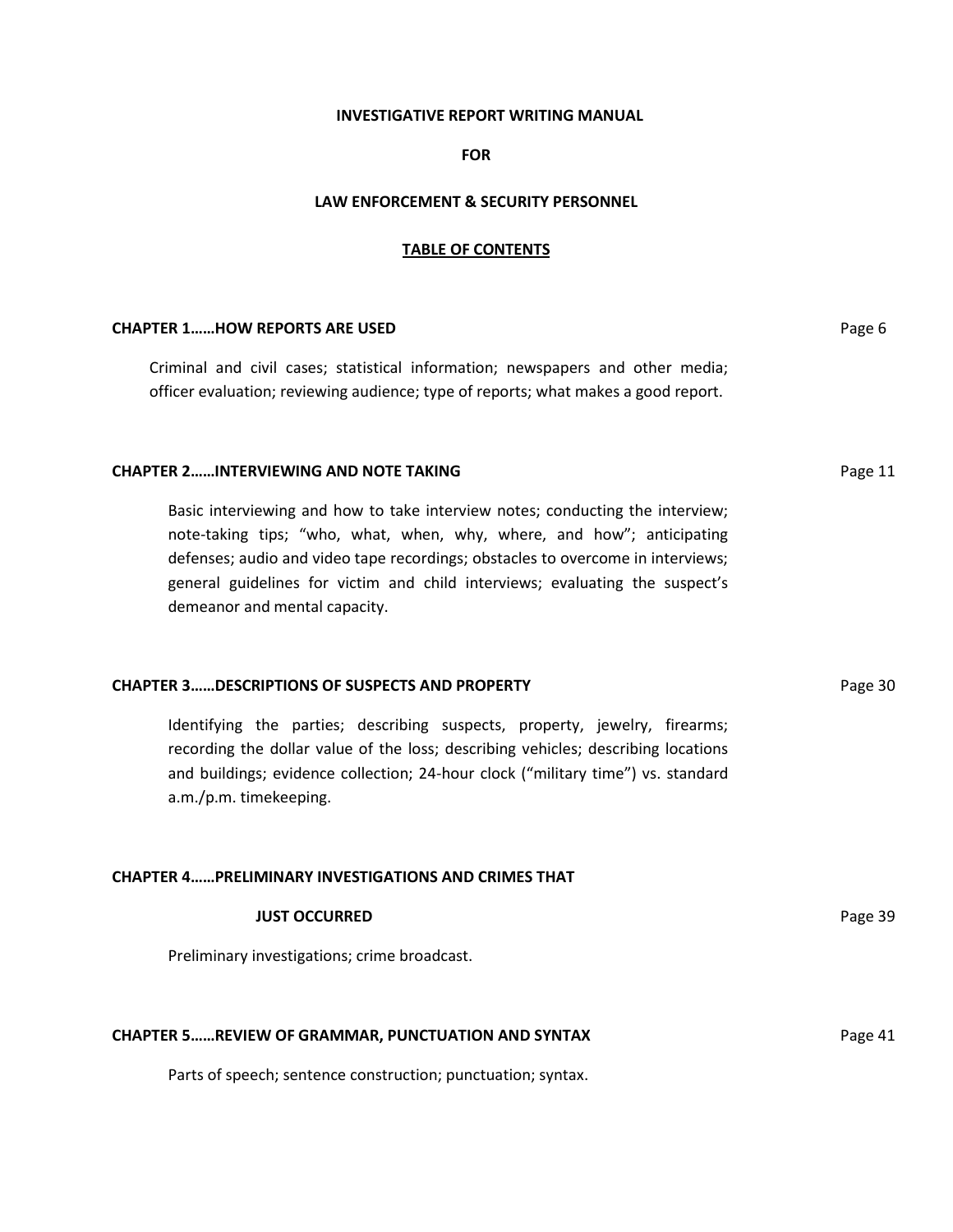**INVESTIGATIVE REPORT WRITING MANUAL**

**FOR**

**LAW ENFORCEMENT & SECURITY PERSONNEL**

**TABLE OF CONTENTS**

**CHAPTER 1……HOW REPORTS ARE USED** Page 6

Criminal and civil cases; statistical information; newspapers and other media; officer evaluation; reviewing audience; type of reports; what makes a good report.

**CHAPTER 2……INTERVIEWING AND NOTE TAKING** Page 11

Basic interviewing and how to take interview notes; conducting the interview; note-taking tips; "who, what, when, why, where, and how"; anticipating defenses; audio and video tape recordings; obstacles to overcome in interviews; general guidelines for victim and child interviews; evaluating the suspect's demeanor and mental capacity.

**CHAPTER 3……DESCRIPTIONS OF SUSPECTS AND PROPERTY** Page 30

Identifying the parties; describing suspects, property, jewelry, firearms; recording the dollar value of the loss; describing vehicles; describing locations and buildings; evidence collection; 24-hour clock ("military time") vs. standard a.m./p.m. timekeeping.

**CHAPTER 4……PRELIMINARY INVESTIGATIONS AND CRIMES THAT JUST OCCURRED** Page 39

Preliminary investigations; crime broadcast.

**CHAPTER 5……REVIEW OF GRAMMAR, PUNCTUATION AND SYNTAX** Page 41

Parts of speech; sentence construction; punctuation; syntax.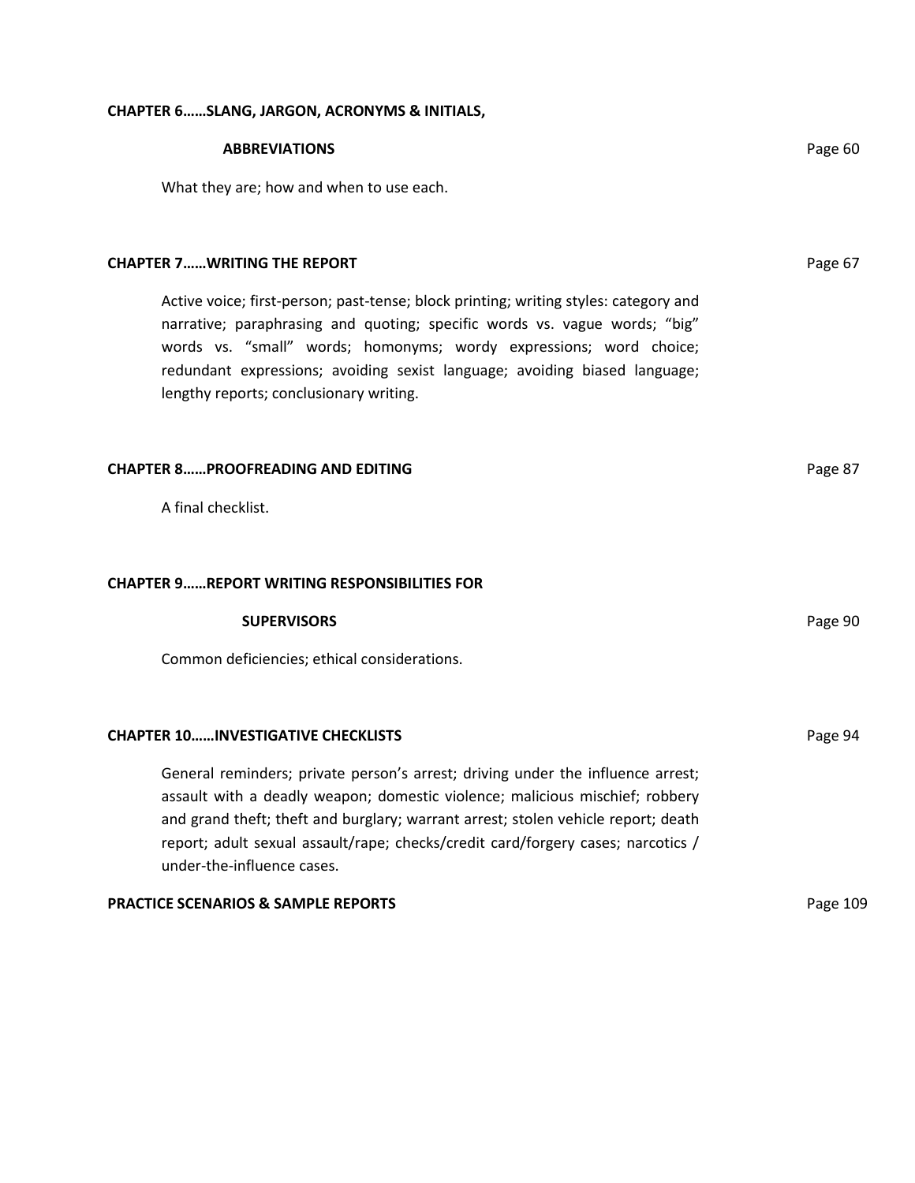**CHAPTER 6……SLANG, JARGON, ACRONYMS & INITIALS, ABBREVIATIONS** Page 60

What they are; how and when to use each.

**CHAPTER 7……WRITING THE REPORT** Page 67

Active voice; first-person; past-tense; block printing; writing styles: category and narrative; paraphrasing and quoting; specific words vs. vague words; "big" words vs. "small" words; homonyms; wordy expressions; word choice; redundant expressions; avoiding sexist language; avoiding biased language; lengthy reports; conclusionary writing.

**CHAPTER 8……PROOFREADING AND EDITING** Page 87

A final checklist.

**CHAPTER 9……REPORT WRITING RESPONSIBILITIES FOR SUPERVISORS** Page 90

Common deficiencies; ethical considerations.

**CHAPTER 10……INVESTIGATIVE CHECKLISTS** Page 94

General reminders; private person's arrest; driving under the influence arrest; assault with a deadly weapon; domestic violence; malicious mischief; robbery and grand theft; theft and burglary; warrant arrest; stolen vehicle report; death report; adult sexual assault/rape; checks/credit card/forgery cases; narcotics / under-the-influence cases.

**PRACTICE SCENARIOS & SAMPLE REPORTS** Page 109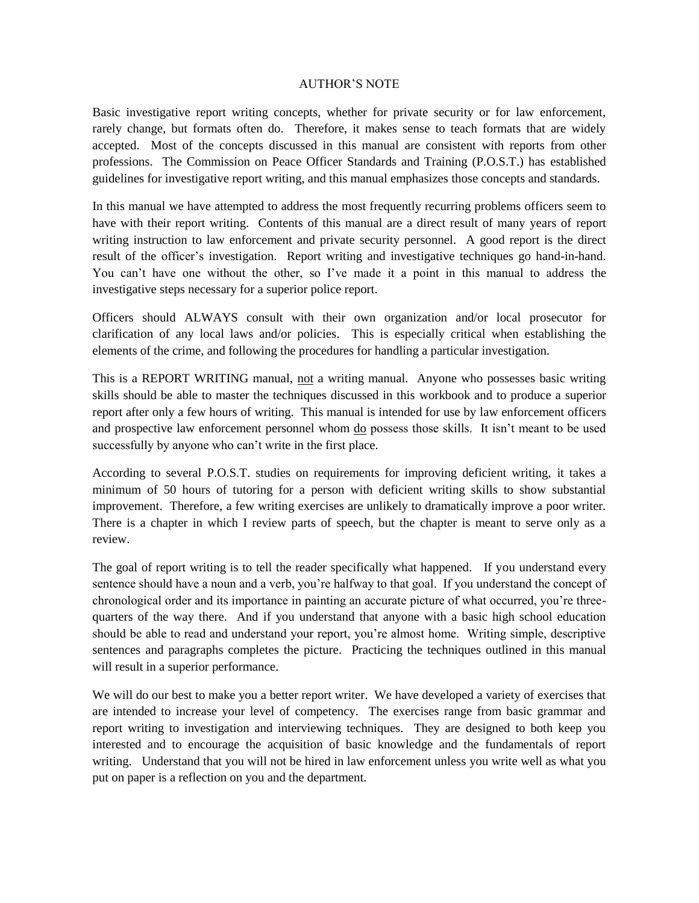# AUTHOR'S NOTE

Basic investigative report writing concepts, whether for private security or for law enforcement, rarely change, but formats often do. Therefore, it makes sense to teach formats that are widely accepted. Most of the concepts discussed in this manual are consistent with reports from other professions. The Commission on Peace Officer Standards and Training (P.O.S.T.) has established guidelines for investigative report writing, and this manual emphasizes those concepts and standards.

In this manual we have attempted to address the most frequently recurring problems officers seem to have with their report writing. Contents of this manual are a direct result of many years of report writing instruction to law enforcement and private security personnel. A good report is the direct result of the officer's investigation. Report writing and investigative techniques go hand-in-hand. You can't have one without the other, so I've made it a point in this manual to address the investigative steps necessary for a superior police report.

Officers should ALWAYS consult with their own organization and/or local prosecutor for clarification of any local laws and/or policies. This is especially critical when establishing the elements of the crime, and following the procedures for handling a particular investigation.

This is a REPORT WRITING manual, <u>not</u> a writing manual. Anyone who possesses basic writing skills should be able to master the techniques discussed in this workbook and to produce a superior report after only a few hours of writing. This manual is intended for use by law enforcement officers and prospective law enforcement personnel whom <u>do</u> possess those skills. It isn't meant to be used successfully by anyone who can't write in the first place.

According to several P.O.S.T. studies on requirements for improving deficient writing, it takes a minimum of 50 hours of tutoring for a person with deficient writing skills to show substantial improvement. Therefore, a few writing exercises are unlikely to dramatically improve a poor writer. There is a chapter in which I review parts of speech, but the chapter is meant to serve only as a review.

The goal of report writing is to tell the reader specifically what happened. If you understand every sentence should have a noun and a verb, you're halfway to that goal. If you understand the concept of chronological order and its importance in painting an accurate picture of what occurred, you're three-quarters of the way there. And if you understand that anyone with a basic high school education should be able to read and understand your report, you're almost home. Writing simple, descriptive sentences and paragraphs completes the picture. Practicing the techniques outlined in this manual will result in a superior performance.

We will do our best to make you a better report writer. We have developed a variety of exercises that are intended to increase your level of competency. The exercises range from basic grammar and report writing to investigation and interviewing techniques. They are designed to both keep you interested and to encourage the acquisition of basic knowledge and the fundamentals of report writing. Understand that you will not be hired in law enforcement unless you write well as what you put on paper is a reflection on you and the department.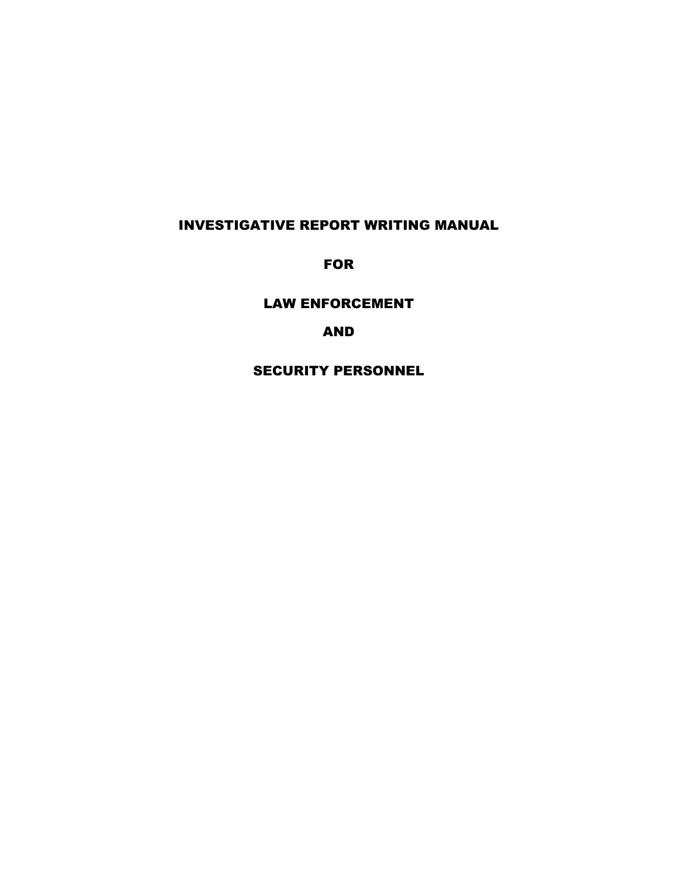# INVESTIGATIVE REPORT WRITING MANUAL

# FOR

# LAW ENFORCEMENT

# AND

# SECURITY PERSONNEL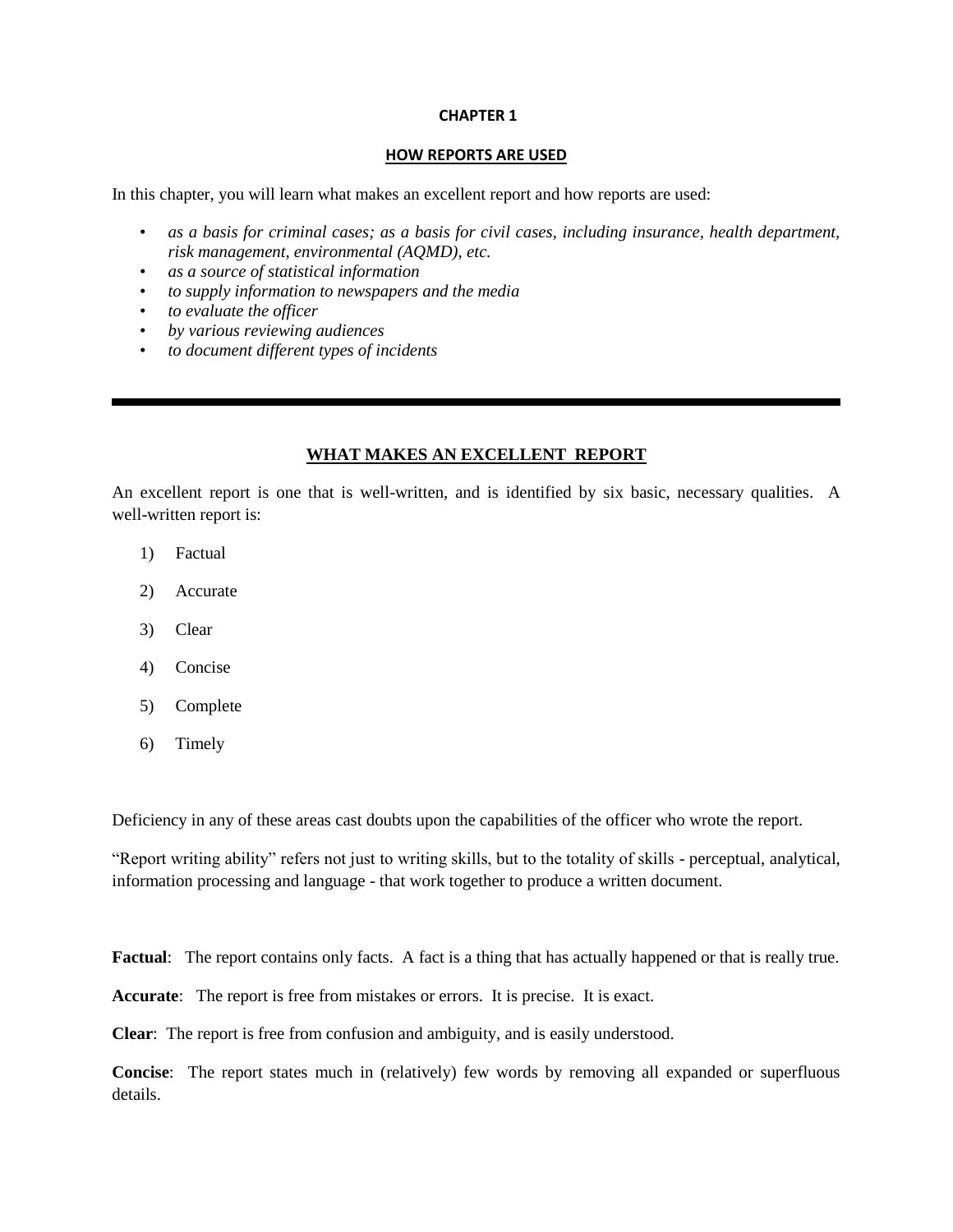**CHAPTER 1**

## HOW REPORTS ARE USED

In this chapter, you will learn what makes an excellent report and how reports are used:

- *as a basis for criminal cases; as a basis for civil cases, including insurance, health department, risk management, environmental (AQMD), etc.*
- *as a source of statistical information*
- *to supply information to newspapers and the media*
- *to evaluate the officer*
- *by various reviewing audiences*
- *to document different types of incidents*

---

## WHAT MAKES AN EXCELLENT REPORT

An excellent report is one that is well-written, and is identified by six basic, necessary qualities. A well-written report is:

1) Factual
2) Accurate
3) Clear
4) Concise
5) Complete
6) Timely

Deficiency in any of these areas cast doubts upon the capabilities of the officer who wrote the report.

"Report writing ability" refers not just to writing skills, but to the totality of skills - perceptual, analytical, information processing and language - that work together to produce a written document.

**Factual**: The report contains only facts. A fact is a thing that has actually happened or that is really true.

**Accurate**: The report is free from mistakes or errors. It is precise. It is exact.

**Clear**: The report is free from confusion and ambiguity, and is easily understood.

**Concise**: The report states much in (relatively) few words by removing all expanded or superfluous details.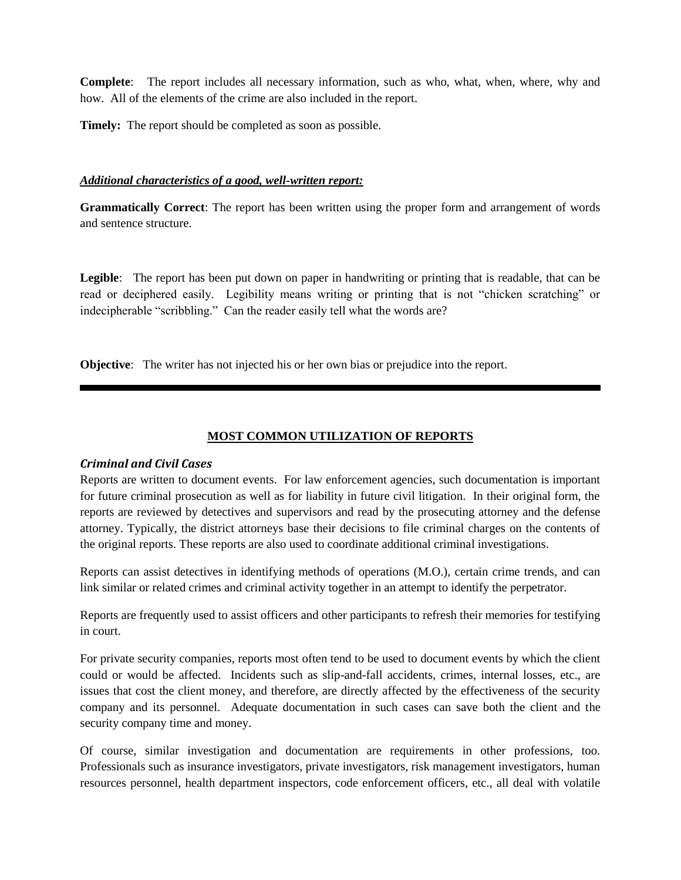**Complete**: The report includes all necessary information, such as who, what, when, where, why and how. All of the elements of the crime are also included in the report.

**Timely:** The report should be completed as soon as possible.

***Additional characteristics of a good, well-written report:***

**Grammatically Correct**: The report has been written using the proper form and arrangement of words and sentence structure.

**Legible**: The report has been put down on paper in handwriting or printing that is readable, that can be read or deciphered easily. Legibility means writing or printing that is not "chicken scratching" or indecipherable "scribbling." Can the reader easily tell what the words are?

**Objective**: The writer has not injected his or her own bias or prejudice into the report.

---

## MOST COMMON UTILIZATION OF REPORTS

### *Criminal and Civil Cases*

Reports are written to document events. For law enforcement agencies, such documentation is important for future criminal prosecution as well as for liability in future civil litigation. In their original form, the reports are reviewed by detectives and supervisors and read by the prosecuting attorney and the defense attorney. Typically, the district attorneys base their decisions to file criminal charges on the contents of the original reports. These reports are also used to coordinate additional criminal investigations.

Reports can assist detectives in identifying methods of operations (M.O.), certain crime trends, and can link similar or related crimes and criminal activity together in an attempt to identify the perpetrator.

Reports are frequently used to assist officers and other participants to refresh their memories for testifying in court.

For private security companies, reports most often tend to be used to document events by which the client could or would be affected. Incidents such as slip-and-fall accidents, crimes, internal losses, etc., are issues that cost the client money, and therefore, are directly affected by the effectiveness of the security company and its personnel. Adequate documentation in such cases can save both the client and the security company time and money.

Of course, similar investigation and documentation are requirements in other professions, too. Professionals such as insurance investigators, private investigators, risk management investigators, human resources personnel, health department inspectors, code enforcement officers, etc., all deal with volatile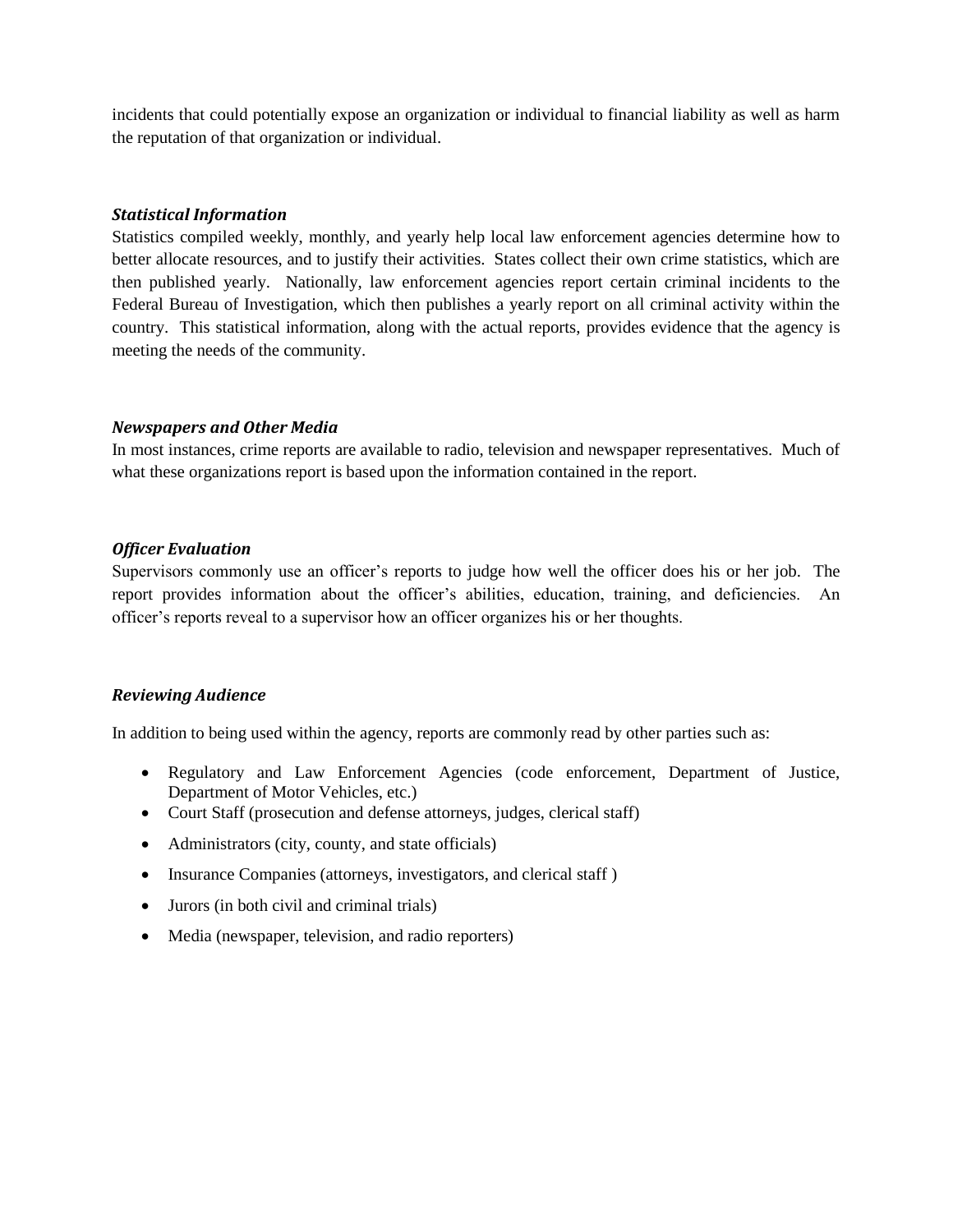incidents that could potentially expose an organization or individual to financial liability as well as harm the reputation of that organization or individual.

***Statistical Information***

Statistics compiled weekly, monthly, and yearly help local law enforcement agencies determine how to better allocate resources, and to justify their activities. States collect their own crime statistics, which are then published yearly. Nationally, law enforcement agencies report certain criminal incidents to the Federal Bureau of Investigation, which then publishes a yearly report on all criminal activity within the country. This statistical information, along with the actual reports, provides evidence that the agency is meeting the needs of the community.

***Newspapers and Other Media***

In most instances, crime reports are available to radio, television and newspaper representatives. Much of what these organizations report is based upon the information contained in the report.

***Officer Evaluation***

Supervisors commonly use an officer's reports to judge how well the officer does his or her job. The report provides information about the officer's abilities, education, training, and deficiencies. An officer's reports reveal to a supervisor how an officer organizes his or her thoughts.

***Reviewing Audience***

In addition to being used within the agency, reports are commonly read by other parties such as:

- Regulatory and Law Enforcement Agencies (code enforcement, Department of Justice, Department of Motor Vehicles, etc.)
- Court Staff (prosecution and defense attorneys, judges, clerical staff)
- Administrators (city, county, and state officials)
- Insurance Companies (attorneys, investigators, and clerical staff )
- Jurors (in both civil and criminal trials)
- Media (newspaper, television, and radio reporters)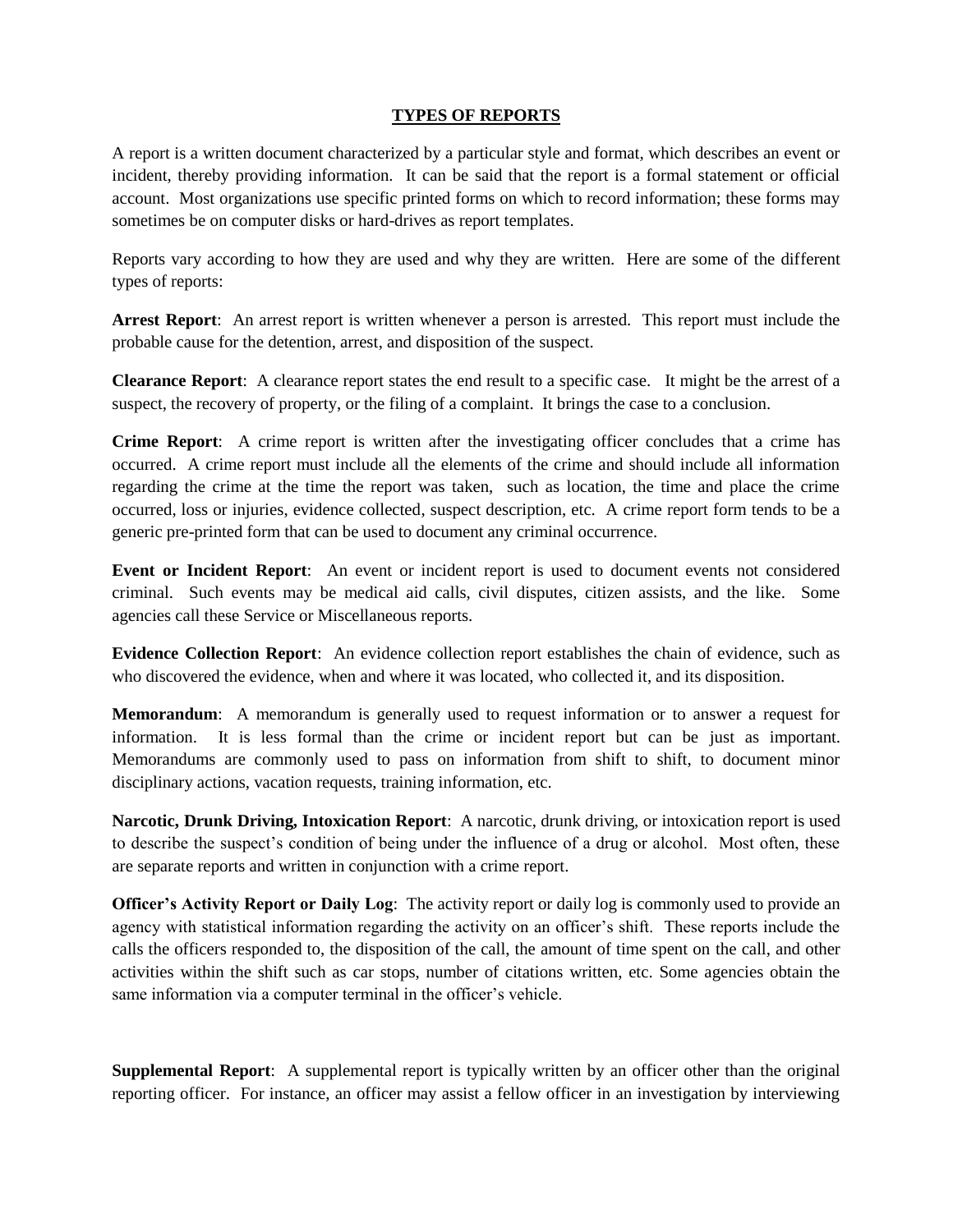## TYPES OF REPORTS

A report is a written document characterized by a particular style and format, which describes an event or incident, thereby providing information. It can be said that the report is a formal statement or official account. Most organizations use specific printed forms on which to record information; these forms may sometimes be on computer disks or hard-drives as report templates.

Reports vary according to how they are used and why they are written. Here are some of the different types of reports:

**Arrest Report**: An arrest report is written whenever a person is arrested. This report must include the probable cause for the detention, arrest, and disposition of the suspect.

**Clearance Report**: A clearance report states the end result to a specific case. It might be the arrest of a suspect, the recovery of property, or the filing of a complaint. It brings the case to a conclusion.

**Crime Report**: A crime report is written after the investigating officer concludes that a crime has occurred. A crime report must include all the elements of the crime and should include all information regarding the crime at the time the report was taken, such as location, the time and place the crime occurred, loss or injuries, evidence collected, suspect description, etc. A crime report form tends to be a generic pre-printed form that can be used to document any criminal occurrence.

**Event or Incident Report**: An event or incident report is used to document events not considered criminal. Such events may be medical aid calls, civil disputes, citizen assists, and the like. Some agencies call these Service or Miscellaneous reports.

**Evidence Collection Report**: An evidence collection report establishes the chain of evidence, such as who discovered the evidence, when and where it was located, who collected it, and its disposition.

**Memorandum**: A memorandum is generally used to request information or to answer a request for information. It is less formal than the crime or incident report but can be just as important. Memorandums are commonly used to pass on information from shift to shift, to document minor disciplinary actions, vacation requests, training information, etc.

**Narcotic, Drunk Driving, Intoxication Report**: A narcotic, drunk driving, or intoxication report is used to describe the suspect's condition of being under the influence of a drug or alcohol. Most often, these are separate reports and written in conjunction with a crime report.

**Officer's Activity Report or Daily Log**: The activity report or daily log is commonly used to provide an agency with statistical information regarding the activity on an officer's shift. These reports include the calls the officers responded to, the disposition of the call, the amount of time spent on the call, and other activities within the shift such as car stops, number of citations written, etc. Some agencies obtain the same information via a computer terminal in the officer's vehicle.

**Supplemental Report**: A supplemental report is typically written by an officer other than the original reporting officer. For instance, an officer may assist a fellow officer in an investigation by interviewing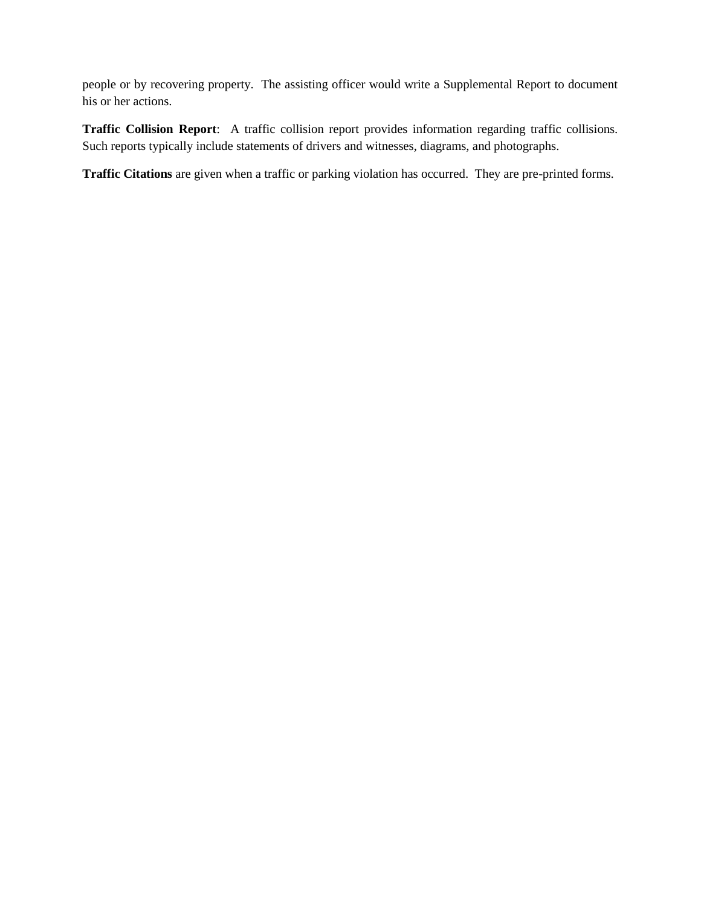people or by recovering property. The assisting officer would write a Supplemental Report to document his or her actions.

**Traffic Collision Report**: A traffic collision report provides information regarding traffic collisions. Such reports typically include statements of drivers and witnesses, diagrams, and photographs.

**Traffic Citations** are given when a traffic or parking violation has occurred. They are pre-printed forms.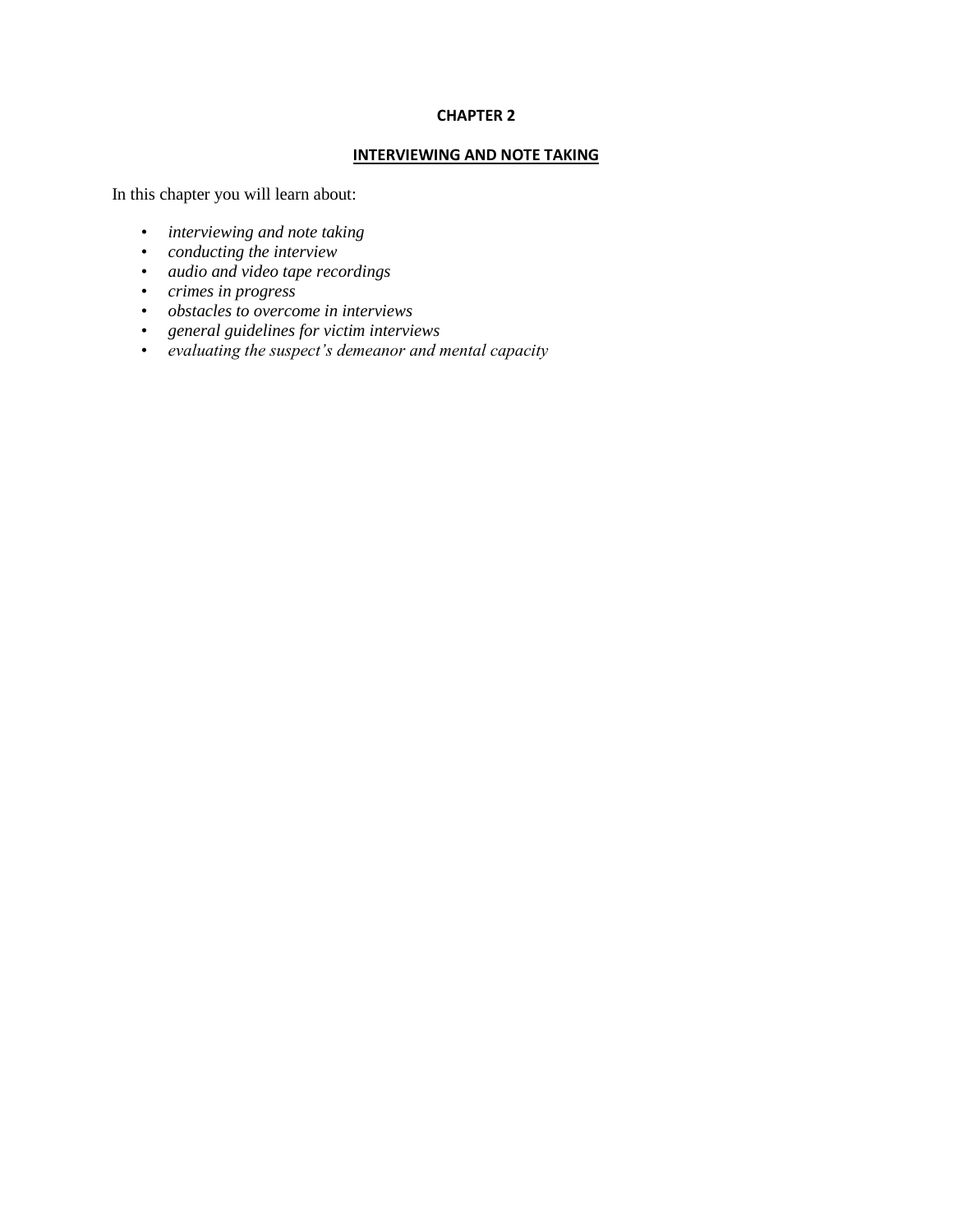# CHAPTER 2

## INTERVIEWING AND NOTE TAKING

In this chapter you will learn about:

- *interviewing and note taking*
- *conducting the interview*
- *audio and video tape recordings*
- *crimes in progress*
- *obstacles to overcome in interviews*
- *general guidelines for victim interviews*
- *evaluating the suspect's demeanor and mental capacity*